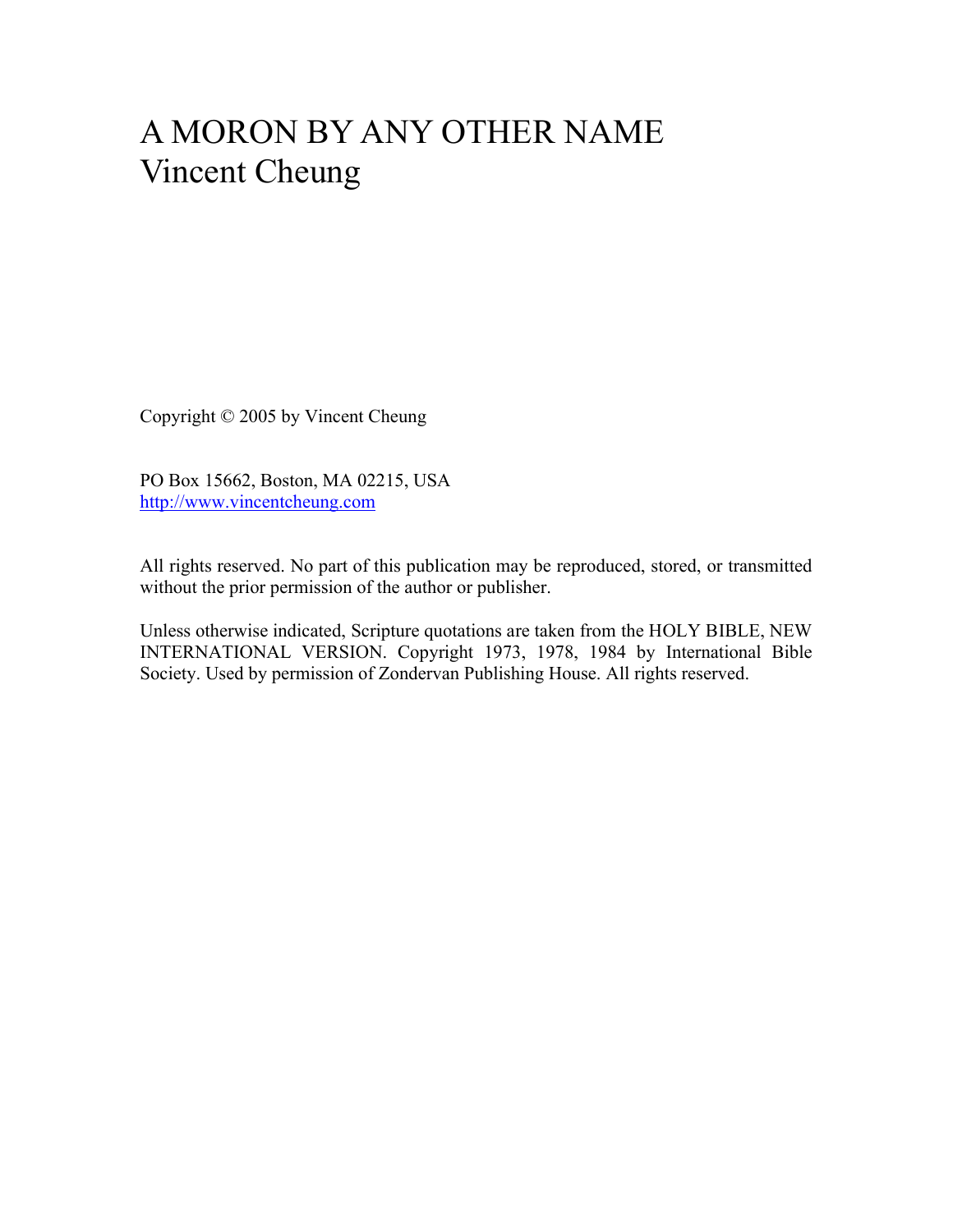# A MORON BY ANY OTHER NAME
Vincent Cheung

Copyright © 2005 by Vincent Cheung

PO Box 15662, Boston, MA 02215, USA
http://www.vincentcheung.com

All rights reserved. No part of this publication may be reproduced, stored, or transmitted without the prior permission of the author or publisher.

Unless otherwise indicated, Scripture quotations are taken from the HOLY BIBLE, NEW INTERNATIONAL VERSION. Copyright 1973, 1978, 1984 by International Bible Society. Used by permission of Zondervan Publishing House. All rights reserved.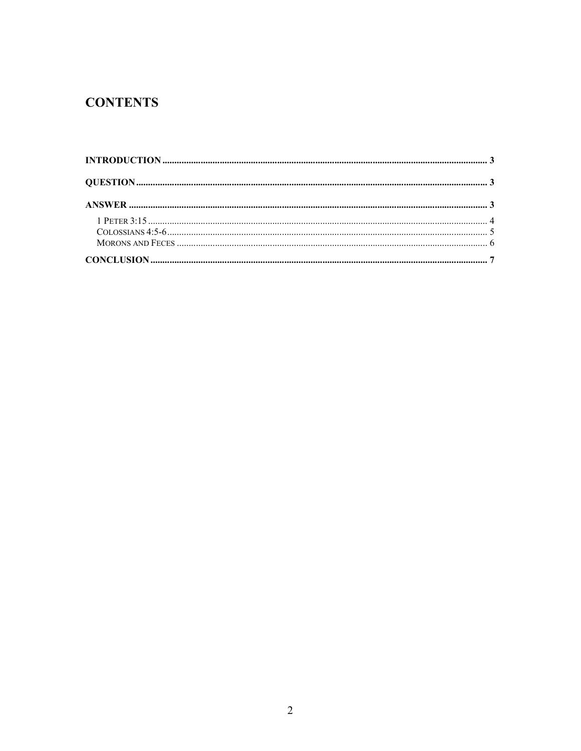# CONTENTS

INTRODUCTION ........................................................................................................................................ 3

QUESTION ................................................................................................................................................ 3

ANSWER .................................................................................................................................................... 3

- 1 PETER 3:15 ........................................................................................................................................ 4
- COLOSSIANS 4:5-6 ................................................................................................................................ 5
- MORONS AND FECES .......................................................................................................................... 6

CONCLUSION ............................................................................................................................................ 7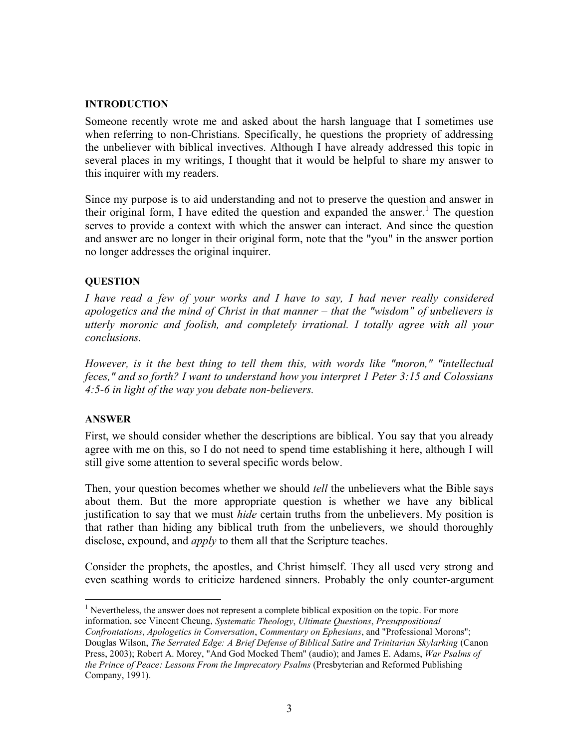**INTRODUCTION**

Someone recently wrote me and asked about the harsh language that I sometimes use when referring to non-Christians. Specifically, he questions the propriety of addressing the unbeliever with biblical invectives. Although I have already addressed this topic in several places in my writings, I thought that it would be helpful to share my answer to this inquirer with my readers.

Since my purpose is to aid understanding and not to preserve the question and answer in their original form, I have edited the question and expanded the answer.[1] The question serves to provide a context with which the answer can interact. And since the question and answer are no longer in their original form, note that the "you" in the answer portion no longer addresses the original inquirer.

**QUESTION**

*I have read a few of your works and I have to say, I had never really considered apologetics and the mind of Christ in that manner – that the "wisdom" of unbelievers is utterly moronic and foolish, and completely irrational. I totally agree with all your conclusions.*

*However, is it the best thing to tell them this, with words like "moron," "intellectual feces," and so forth? I want to understand how you interpret 1 Peter 3:15 and Colossians 4:5-6 in light of the way you debate non-believers.*

**ANSWER**

First, we should consider whether the descriptions are biblical. You say that you already agree with me on this, so I do not need to spend time establishing it here, although I will still give some attention to several specific words below.

Then, your question becomes whether we should *tell* the unbelievers what the Bible says about them. But the more appropriate question is whether we have any biblical justification to say that we must *hide* certain truths from the unbelievers. My position is that rather than hiding any biblical truth from the unbelievers, we should thoroughly disclose, expound, and *apply* to them all that the Scripture teaches.

Consider the prophets, the apostles, and Christ himself. They all used very strong and even scathing words to criticize hardened sinners. Probably the only counter-argument

---

[1] Nevertheless, the answer does not represent a complete biblical exposition on the topic. For more information, see Vincent Cheung, *Systematic Theology*, *Ultimate Questions*, *Presuppositional Confrontations*, *Apologetics in Conversation*, *Commentary on Ephesians*, and "Professional Morons"; Douglas Wilson, *The Serrated Edge: A Brief Defense of Biblical Satire and Trinitarian Skylarking* (Canon Press, 2003); Robert A. Morey, "And God Mocked Them" (audio); and James E. Adams, *War Psalms of the Prince of Peace: Lessons From the Imprecatory Psalms* (Presbyterian and Reformed Publishing Company, 1991).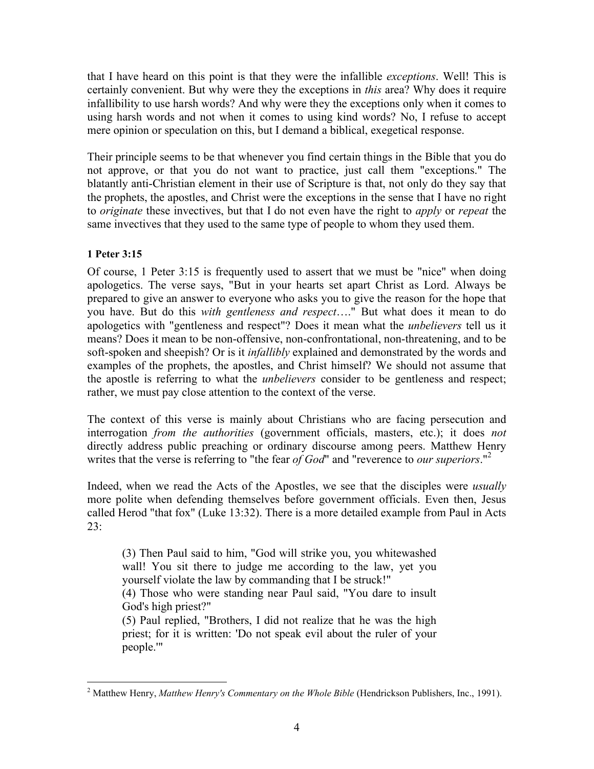that I have heard on this point is that they were the infallible *exceptions*. Well! This is certainly convenient. But why were they the exceptions in *this* area? Why does it require infallibility to use harsh words? And why were they the exceptions only when it comes to using harsh words and not when it comes to using kind words? No, I refuse to accept mere opinion or speculation on this, but I demand a biblical, exegetical response.

Their principle seems to be that whenever you find certain things in the Bible that you do not approve, or that you do not want to practice, just call them "exceptions." The blatantly anti-Christian element in their use of Scripture is that, not only do they say that the prophets, the apostles, and Christ were the exceptions in the sense that I have no right to *originate* these invectives, but that I do not even have the right to *apply* or *repeat* the same invectives that they used to the same type of people to whom they used them.

**1 Peter 3:15**

Of course, 1 Peter 3:15 is frequently used to assert that we must be "nice" when doing apologetics. The verse says, "But in your hearts set apart Christ as Lord. Always be prepared to give an answer to everyone who asks you to give the reason for the hope that you have. But do this *with gentleness and respect*…." But what does it mean to do apologetics with "gentleness and respect"? Does it mean what the *unbelievers* tell us it means? Does it mean to be non-offensive, non-confrontational, non-threatening, and to be soft-spoken and sheepish? Or is it *infallibly* explained and demonstrated by the words and examples of the prophets, the apostles, and Christ himself? We should not assume that the apostle is referring to what the *unbelievers* consider to be gentleness and respect; rather, we must pay close attention to the context of the verse.

The context of this verse is mainly about Christians who are facing persecution and interrogation *from the authorities* (government officials, masters, etc.); it does *not* directly address public preaching or ordinary discourse among peers. Matthew Henry writes that the verse is referring to "the fear *of God*" and "reverence to *our superiors*."[2]

Indeed, when we read the Acts of the Apostles, we see that the disciples were *usually* more polite when defending themselves before government officials. Even then, Jesus called Herod "that fox" (Luke 13:32). There is a more detailed example from Paul in Acts 23:

> (3) Then Paul said to him, "God will strike you, you whitewashed wall! You sit there to judge me according to the law, yet you yourself violate the law by commanding that I be struck!"
> (4) Those who were standing near Paul said, "You dare to insult God's high priest?"
> (5) Paul replied, "Brothers, I did not realize that he was the high priest; for it is written: 'Do not speak evil about the ruler of your people.'"

---

[2] Matthew Henry, *Matthew Henry's Commentary on the Whole Bible* (Hendrickson Publishers, Inc., 1991).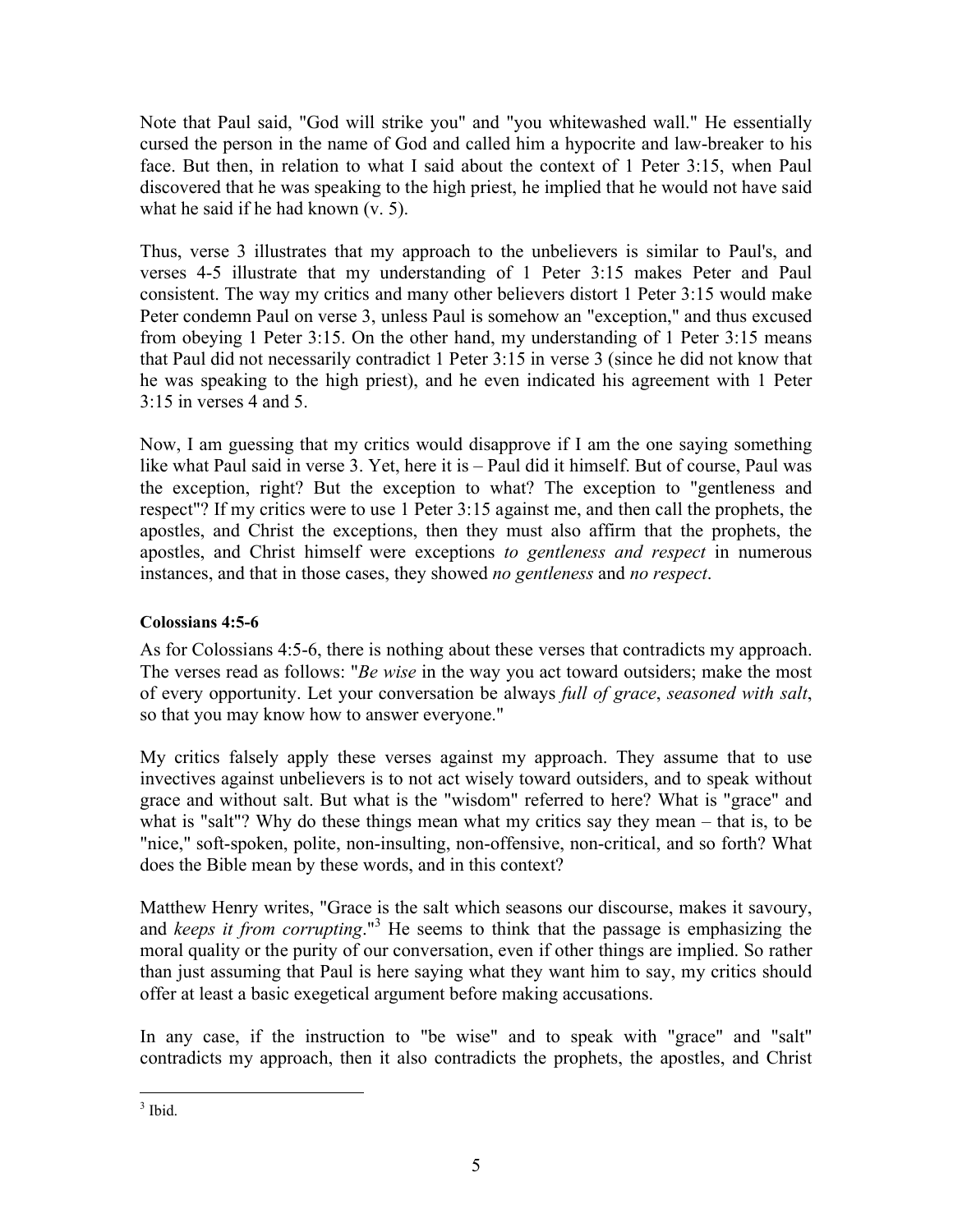Note that Paul said, "God will strike you" and "you whitewashed wall." He essentially cursed the person in the name of God and called him a hypocrite and law-breaker to his face. But then, in relation to what I said about the context of 1 Peter 3:15, when Paul discovered that he was speaking to the high priest, he implied that he would not have said what he said if he had known (v. 5).

Thus, verse 3 illustrates that my approach to the unbelievers is similar to Paul's, and verses 4-5 illustrate that my understanding of 1 Peter 3:15 makes Peter and Paul consistent. The way my critics and many other believers distort 1 Peter 3:15 would make Peter condemn Paul on verse 3, unless Paul is somehow an "exception," and thus excused from obeying 1 Peter 3:15. On the other hand, my understanding of 1 Peter 3:15 means that Paul did not necessarily contradict 1 Peter 3:15 in verse 3 (since he did not know that he was speaking to the high priest), and he even indicated his agreement with 1 Peter 3:15 in verses 4 and 5.

Now, I am guessing that my critics would disapprove if I am the one saying something like what Paul said in verse 3. Yet, here it is – Paul did it himself. But of course, Paul was the exception, right? But the exception to what? The exception to "gentleness and respect"? If my critics were to use 1 Peter 3:15 against me, and then call the prophets, the apostles, and Christ the exceptions, then they must also affirm that the prophets, the apostles, and Christ himself were exceptions *to gentleness and respect* in numerous instances, and that in those cases, they showed *no gentleness* and *no respect*.

**Colossians 4:5-6**

As for Colossians 4:5-6, there is nothing about these verses that contradicts my approach. The verses read as follows: "*Be wise* in the way you act toward outsiders; make the most of every opportunity. Let your conversation be always *full of grace*, *seasoned with salt*, so that you may know how to answer everyone."

My critics falsely apply these verses against my approach. They assume that to use invectives against unbelievers is to not act wisely toward outsiders, and to speak without grace and without salt. But what is the "wisdom" referred to here? What is "grace" and what is "salt"? Why do these things mean what my critics say they mean – that is, to be "nice," soft-spoken, polite, non-insulting, non-offensive, non-critical, and so forth? What does the Bible mean by these words, and in this context?

Matthew Henry writes, "Grace is the salt which seasons our discourse, makes it savoury, and *keeps it from corrupting*."[3] He seems to think that the passage is emphasizing the moral quality or the purity of our conversation, even if other things are implied. So rather than just assuming that Paul is here saying what they want him to say, my critics should offer at least a basic exegetical argument before making accusations.

In any case, if the instruction to "be wise" and to speak with "grace" and "salt" contradicts my approach, then it also contradicts the prophets, the apostles, and Christ

[3] Ibid.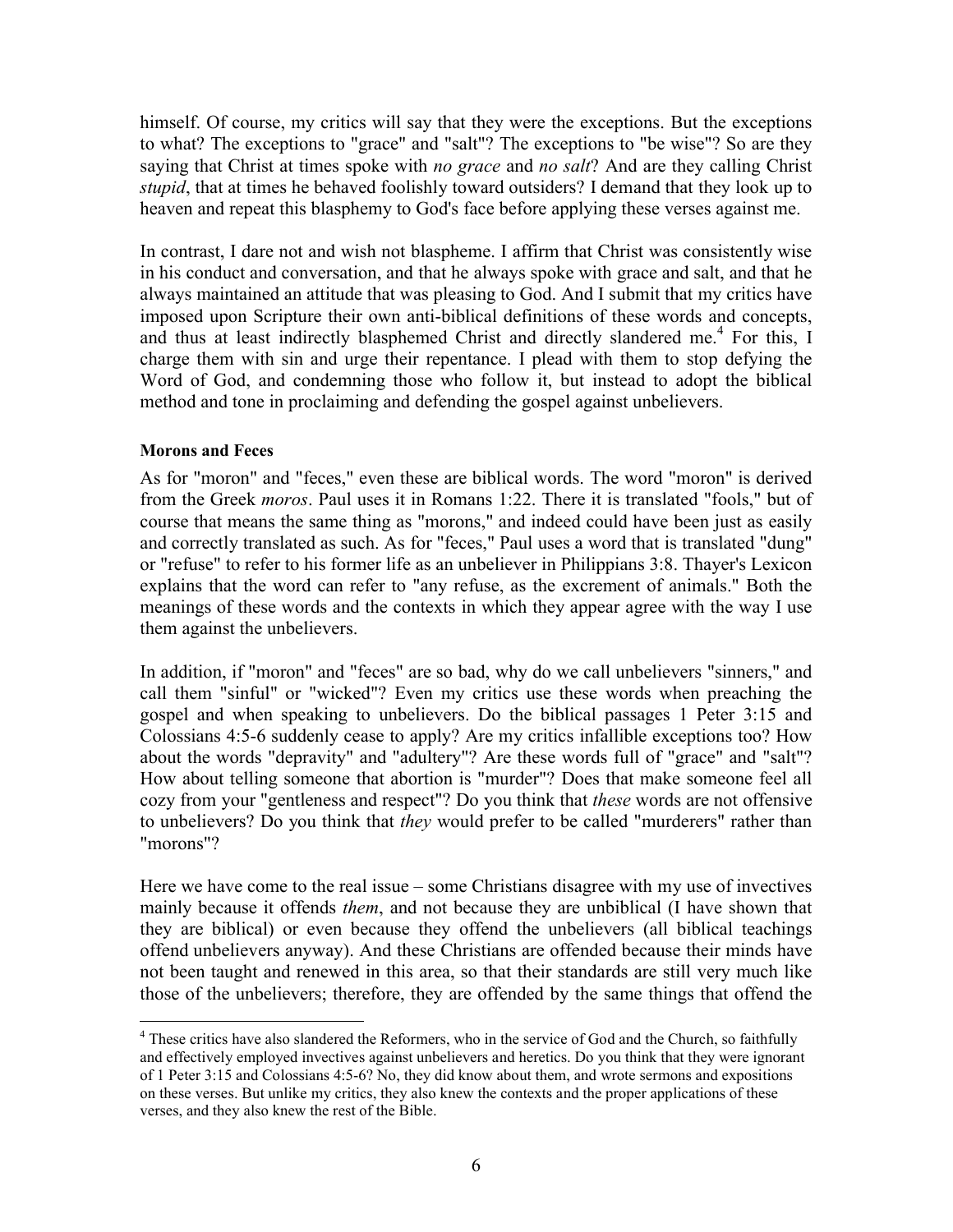himself. Of course, my critics will say that they were the exceptions. But the exceptions to what? The exceptions to "grace" and "salt"? The exceptions to "be wise"? So are they saying that Christ at times spoke with *no grace* and *no salt*? And are they calling Christ *stupid*, that at times he behaved foolishly toward outsiders? I demand that they look up to heaven and repeat this blasphemy to God's face before applying these verses against me.

In contrast, I dare not and wish not blaspheme. I affirm that Christ was consistently wise in his conduct and conversation, and that he always spoke with grace and salt, and that he always maintained an attitude that was pleasing to God. And I submit that my critics have imposed upon Scripture their own anti-biblical definitions of these words and concepts, and thus at least indirectly blasphemed Christ and directly slandered me.[4] For this, I charge them with sin and urge their repentance. I plead with them to stop defying the Word of God, and condemning those who follow it, but instead to adopt the biblical method and tone in proclaiming and defending the gospel against unbelievers.

**Morons and Feces**

As for "moron" and "feces," even these are biblical words. The word "moron" is derived from the Greek *moros*. Paul uses it in Romans 1:22. There it is translated "fools," but of course that means the same thing as "morons," and indeed could have been just as easily and correctly translated as such. As for "feces," Paul uses a word that is translated "dung" or "refuse" to refer to his former life as an unbeliever in Philippians 3:8. Thayer's Lexicon explains that the word can refer to "any refuse, as the excrement of animals." Both the meanings of these words and the contexts in which they appear agree with the way I use them against the unbelievers.

In addition, if "moron" and "feces" are so bad, why do we call unbelievers "sinners," and call them "sinful" or "wicked"? Even my critics use these words when preaching the gospel and when speaking to unbelievers. Do the biblical passages 1 Peter 3:15 and Colossians 4:5-6 suddenly cease to apply? Are my critics infallible exceptions too? How about the words "depravity" and "adultery"? Are these words full of "grace" and "salt"? How about telling someone that abortion is "murder"? Does that make someone feel all cozy from your "gentleness and respect"? Do you think that *these* words are not offensive to unbelievers? Do you think that *they* would prefer to be called "murderers" rather than "morons"?

Here we have come to the real issue – some Christians disagree with my use of invectives mainly because it offends *them*, and not because they are unbiblical (I have shown that they are biblical) or even because they offend the unbelievers (all biblical teachings offend unbelievers anyway). And these Christians are offended because their minds have not been taught and renewed in this area, so that their standards are still very much like those of the unbelievers; therefore, they are offended by the same things that offend the

[4] These critics have also slandered the Reformers, who in the service of God and the Church, so faithfully and effectively employed invectives against unbelievers and heretics. Do you think that they were ignorant of 1 Peter 3:15 and Colossians 4:5-6? No, they did know about them, and wrote sermons and expositions on these verses. But unlike my critics, they also knew the contexts and the proper applications of these verses, and they also knew the rest of the Bible.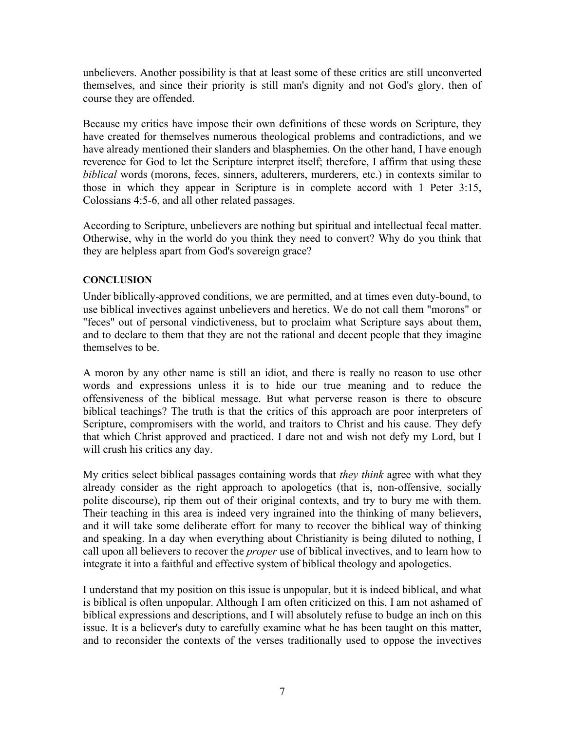unbelievers. Another possibility is that at least some of these critics are still unconverted themselves, and since their priority is still man's dignity and not God's glory, then of course they are offended.

Because my critics have impose their own definitions of these words on Scripture, they have created for themselves numerous theological problems and contradictions, and we have already mentioned their slanders and blasphemies. On the other hand, I have enough reverence for God to let the Scripture interpret itself; therefore, I affirm that using these *biblical* words (morons, feces, sinners, adulterers, murderers, etc.) in contexts similar to those in which they appear in Scripture is in complete accord with 1 Peter 3:15, Colossians 4:5-6, and all other related passages.

According to Scripture, unbelievers are nothing but spiritual and intellectual fecal matter. Otherwise, why in the world do you think they need to convert? Why do you think that they are helpless apart from God's sovereign grace?

**CONCLUSION**

Under biblically-approved conditions, we are permitted, and at times even duty-bound, to use biblical invectives against unbelievers and heretics. We do not call them "morons" or "feces" out of personal vindictiveness, but to proclaim what Scripture says about them, and to declare to them that they are not the rational and decent people that they imagine themselves to be.

A moron by any other name is still an idiot, and there is really no reason to use other words and expressions unless it is to hide our true meaning and to reduce the offensiveness of the biblical message. But what perverse reason is there to obscure biblical teachings? The truth is that the critics of this approach are poor interpreters of Scripture, compromisers with the world, and traitors to Christ and his cause. They defy that which Christ approved and practiced. I dare not and wish not defy my Lord, but I will crush his critics any day.

My critics select biblical passages containing words that *they think* agree with what they already consider as the right approach to apologetics (that is, non-offensive, socially polite discourse), rip them out of their original contexts, and try to bury me with them. Their teaching in this area is indeed very ingrained into the thinking of many believers, and it will take some deliberate effort for many to recover the biblical way of thinking and speaking. In a day when everything about Christianity is being diluted to nothing, I call upon all believers to recover the *proper* use of biblical invectives, and to learn how to integrate it into a faithful and effective system of biblical theology and apologetics.

I understand that my position on this issue is unpopular, but it is indeed biblical, and what is biblical is often unpopular. Although I am often criticized on this, I am not ashamed of biblical expressions and descriptions, and I will absolutely refuse to budge an inch on this issue. It is a believer's duty to carefully examine what he has been taught on this matter, and to reconsider the contexts of the verses traditionally used to oppose the invectives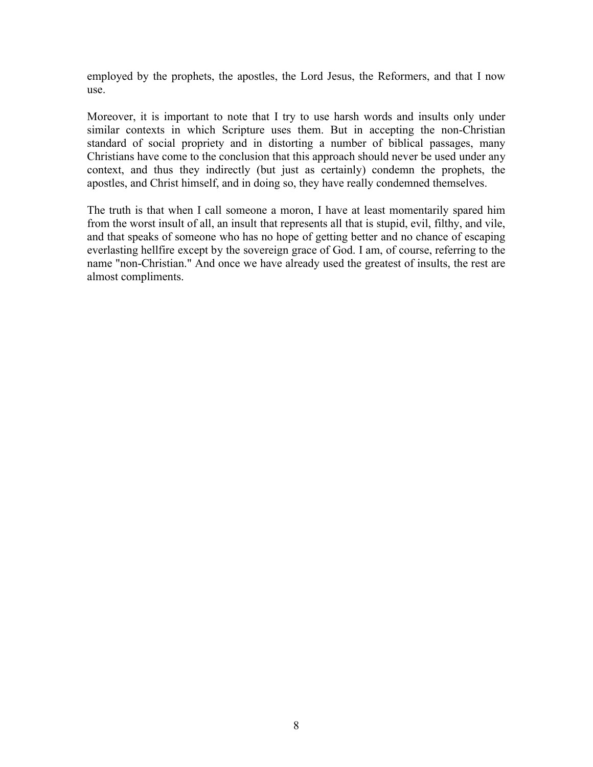employed by the prophets, the apostles, the Lord Jesus, the Reformers, and that I now use.

Moreover, it is important to note that I try to use harsh words and insults only under similar contexts in which Scripture uses them. But in accepting the non-Christian standard of social propriety and in distorting a number of biblical passages, many Christians have come to the conclusion that this approach should never be used under any context, and thus they indirectly (but just as certainly) condemn the prophets, the apostles, and Christ himself, and in doing so, they have really condemned themselves.

The truth is that when I call someone a moron, I have at least momentarily spared him from the worst insult of all, an insult that represents all that is stupid, evil, filthy, and vile, and that speaks of someone who has no hope of getting better and no chance of escaping everlasting hellfire except by the sovereign grace of God. I am, of course, referring to the name "non-Christian." And once we have already used the greatest of insults, the rest are almost compliments.